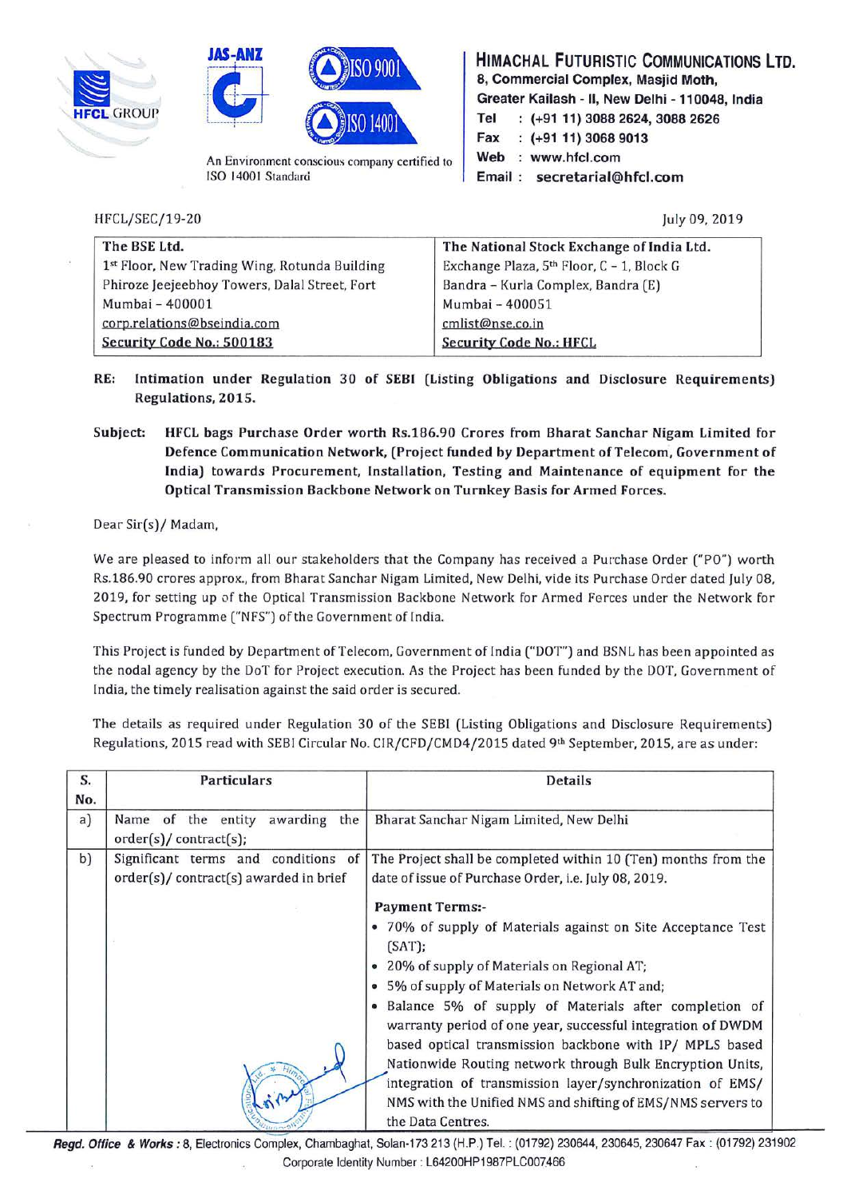HFCL GROUP

An Environment conscious company certified to ISO 14001 Standard

**HIMACHAL FUTURISTIC COMMUNICATIONS LTD.**
8, Commercial Complex, Masjid Moth,
Greater Kailash - II, New Delhi - 110048, India
Tel : (+91 11) 3088 2624, 3088 2626
Fax : (+91 11) 3068 9013
Web : www.hfcl.com
Email : secretarial@hfcl.com

HFCL/SEC/19-20

July 09, 2019

| The BSE Ltd. | The National Stock Exchange of India Ltd. |
|---|---|
| 1st Floor, New Trading Wing, Rotunda Building | Exchange Plaza, 5th Floor, C – 1, Block G |
| Phiroze Jeejeebhoy Towers, Dalal Street, Fort | Bandra – Kurla Complex, Bandra (E) |
| Mumbai – 400001 | Mumbai – 400051 |
| corp.relations@bseindia.com | cmlist@nse.co.in |
| Security Code No.: 500183 | Security Code No.: HFCL |

**RE: Intimation under Regulation 30 of SEBI (Listing Obligations and Disclosure Requirements) Regulations, 2015.**

**Subject: HFCL bags Purchase Order worth Rs.186.90 Crores from Bharat Sanchar Nigam Limited for Defence Communication Network, (Project funded by Department of Telecom, Government of India) towards Procurement, Installation, Testing and Maintenance of equipment for the Optical Transmission Backbone Network on Turnkey Basis for Armed Forces.**

Dear Sir(s)/ Madam,

We are pleased to inform all our stakeholders that the Company has received a Purchase Order ("PO") worth Rs.186.90 crores approx., from Bharat Sanchar Nigam Limited, New Delhi, vide its Purchase Order dated July 08, 2019, for setting up of the Optical Transmission Backbone Network for Armed Forces under the Network for Spectrum Programme ("NFS") of the Government of India.

This Project is funded by Department of Telecom, Government of India ("DOT") and BSNL has been appointed as the nodal agency by the DoT for Project execution. As the Project has been funded by the DOT, Government of India, the timely realisation against the said order is secured.

The details as required under Regulation 30 of the SEBI (Listing Obligations and Disclosure Requirements) Regulations, 2015 read with SEBI Circular No. CIR/CFD/CMD4/2015 dated 9th September, 2015, are as under:

| S. No. | Particulars | Details |
|---|---|---|
| a) | Name of the entity awarding the order(s)/ contract(s); | Bharat Sanchar Nigam Limited, New Delhi |
| b) | Significant terms and conditions of order(s)/ contract(s) awarded in brief | The Project shall be completed within 10 (Ten) months from the date of issue of Purchase Order, i.e. July 08, 2019.<br><br>**Payment Terms:-**<br>• 70% of supply of Materials against on Site Acceptance Test (SAT);<br>• 20% of supply of Materials on Regional AT;<br>• 5% of supply of Materials on Network AT and;<br>• Balance 5% of supply of Materials after completion of warranty period of one year, successful integration of DWDM based optical transmission backbone with IP/ MPLS based Nationwide Routing network through Bulk Encryption Units, integration of transmission layer/synchronization of EMS/ NMS with the Unified NMS and shifting of EMS/NMS servers to the Data Centres. |

**Regd. Office & Works :** 8, Electronics Complex, Chambaghat, Solan-173 213 (H.P.) Tel. : (01792) 230644, 230645, 230647 Fax : (01792) 231902
Corporate Identity Number : L64200HP1987PLC007466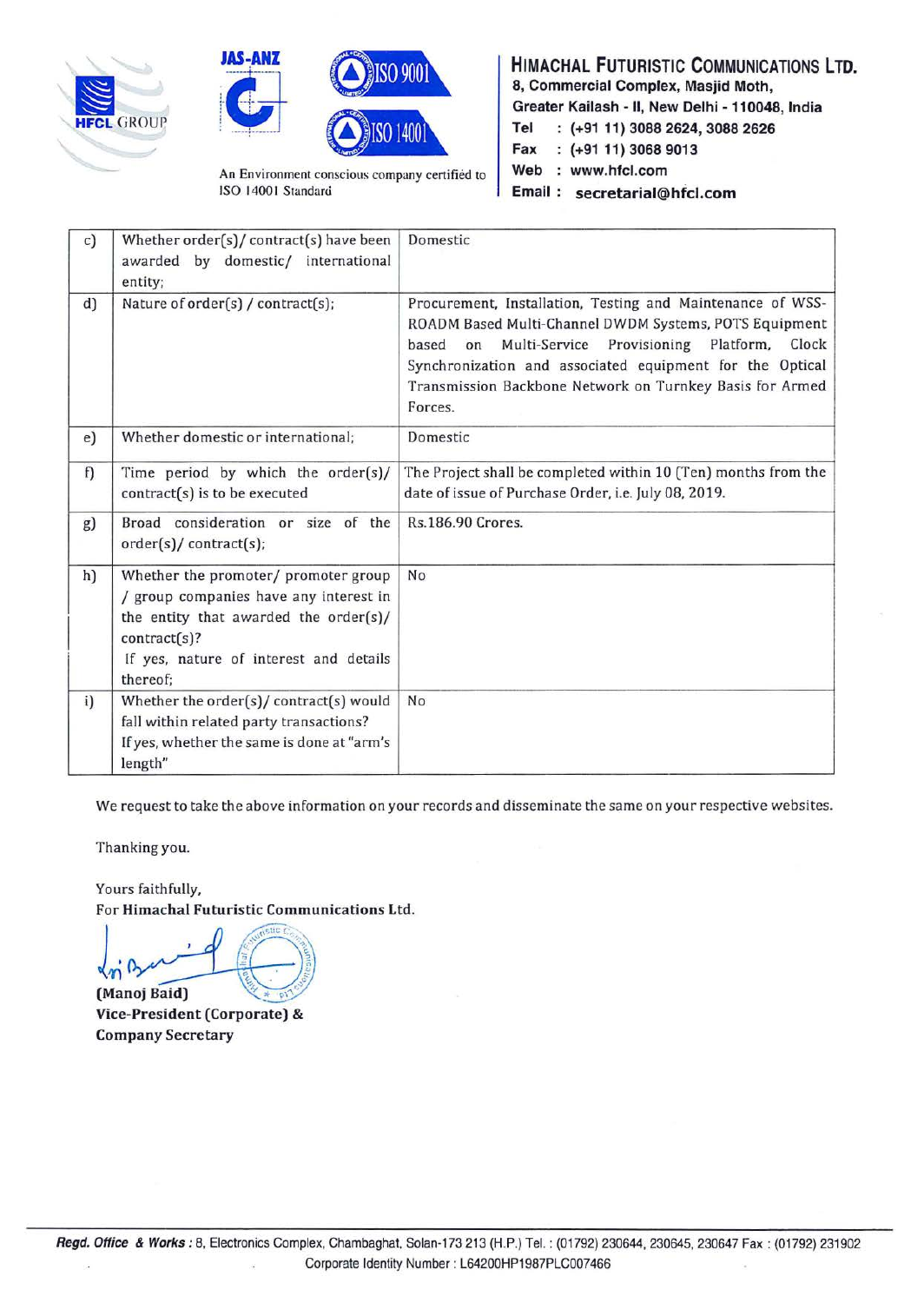**HIMACHAL FUTURISTIC COMMUNICATIONS LTD.**
8, Commercial Complex, Masjid Moth,
Greater Kailash - II, New Delhi - 110048, India
Tel : (+91 11) 3088 2624, 3088 2626
Fax : (+91 11) 3068 9013
Web : www.hfcl.com
Email : secretarial@hfcl.com

An Environment conscious company certified to ISO 14001 Standard

| | | |
|---|---|---|
| c) | Whether order(s)/ contract(s) have been awarded by domestic/ international entity; | Domestic |
| d) | Nature of order(s) / contract(s); | Procurement, Installation, Testing and Maintenance of WSS-ROADM Based Multi-Channel DWDM Systems, POTS Equipment based on Multi-Service Provisioning Platform, Clock Synchronization and associated equipment for the Optical Transmission Backbone Network on Turnkey Basis for Armed Forces. |
| e) | Whether domestic or international; | Domestic |
| f) | Time period by which the order(s)/ contract(s) is to be executed | The Project shall be completed within 10 (Ten) months from the date of issue of Purchase Order, i.e. July 08, 2019. |
| g) | Broad consideration or size of the order(s)/ contract(s); | Rs.186.90 Crores. |
| h) | Whether the promoter/ promoter group / group companies have any interest in the entity that awarded the order(s)/ contract(s)?<br>If yes, nature of interest and details thereof; | No |
| i) | Whether the order(s)/ contract(s) would fall within related party transactions?<br>If yes, whether the same is done at "arm's length" | No |

We request to take the above information on your records and disseminate the same on your respective websites.

Thanking you.

Yours faithfully,
For **Himachal Futuristic Communications Ltd.**

**(Manoj Baid)**
**Vice-President (Corporate) &**
**Company Secretary**

***Regd. Office & Works :*** 8, Electronics Complex, Chambaghat, Solan-173 213 (H.P.) Tel. : (01792) 230644, 230645, 230647 Fax : (01792) 231902
Corporate Identity Number : L64200HP1987PLC007466